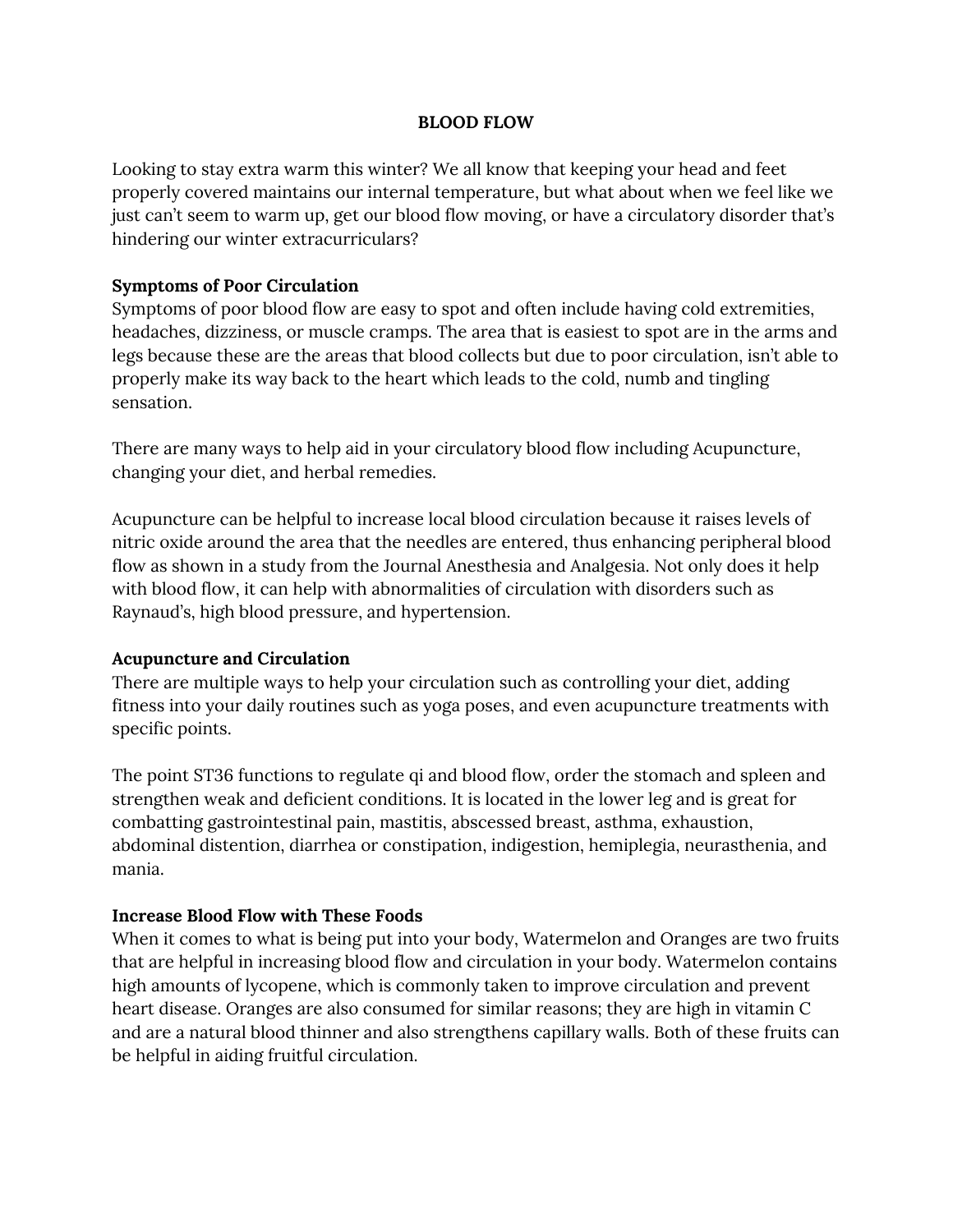# BLOOD FLOW

Looking to stay extra warm this winter? We all know that keeping your head and feet properly covered maintains our internal temperature, but what about when we feel like we just can't seem to warm up, get our blood flow moving, or have a circulatory disorder that's hindering our winter extracurriculars?

**Symptoms of Poor Circulation**

Symptoms of poor blood flow are easy to spot and often include having cold extremities, headaches, dizziness, or muscle cramps. The area that is easiest to spot are in the arms and legs because these are the areas that blood collects but due to poor circulation, isn't able to properly make its way back to the heart which leads to the cold, numb and tingling sensation.

There are many ways to help aid in your circulatory blood flow including Acupuncture, changing your diet, and herbal remedies.

Acupuncture can be helpful to increase local blood circulation because it raises levels of nitric oxide around the area that the needles are entered, thus enhancing peripheral blood flow as shown in a study from the Journal Anesthesia and Analgesia. Not only does it help with blood flow, it can help with abnormalities of circulation with disorders such as Raynaud's, high blood pressure, and hypertension.

**Acupuncture and Circulation**

There are multiple ways to help your circulation such as controlling your diet, adding fitness into your daily routines such as yoga poses, and even acupuncture treatments with specific points.

The point ST36 functions to regulate qi and blood flow, order the stomach and spleen and strengthen weak and deficient conditions. It is located in the lower leg and is great for combatting gastrointestinal pain, mastitis, abscessed breast, asthma, exhaustion, abdominal distention, diarrhea or constipation, indigestion, hemiplegia, neurasthenia, and mania.

**Increase Blood Flow with These Foods**

When it comes to what is being put into your body, Watermelon and Oranges are two fruits that are helpful in increasing blood flow and circulation in your body. Watermelon contains high amounts of lycopene, which is commonly taken to improve circulation and prevent heart disease. Oranges are also consumed for similar reasons; they are high in vitamin C and are a natural blood thinner and also strengthens capillary walls. Both of these fruits can be helpful in aiding fruitful circulation.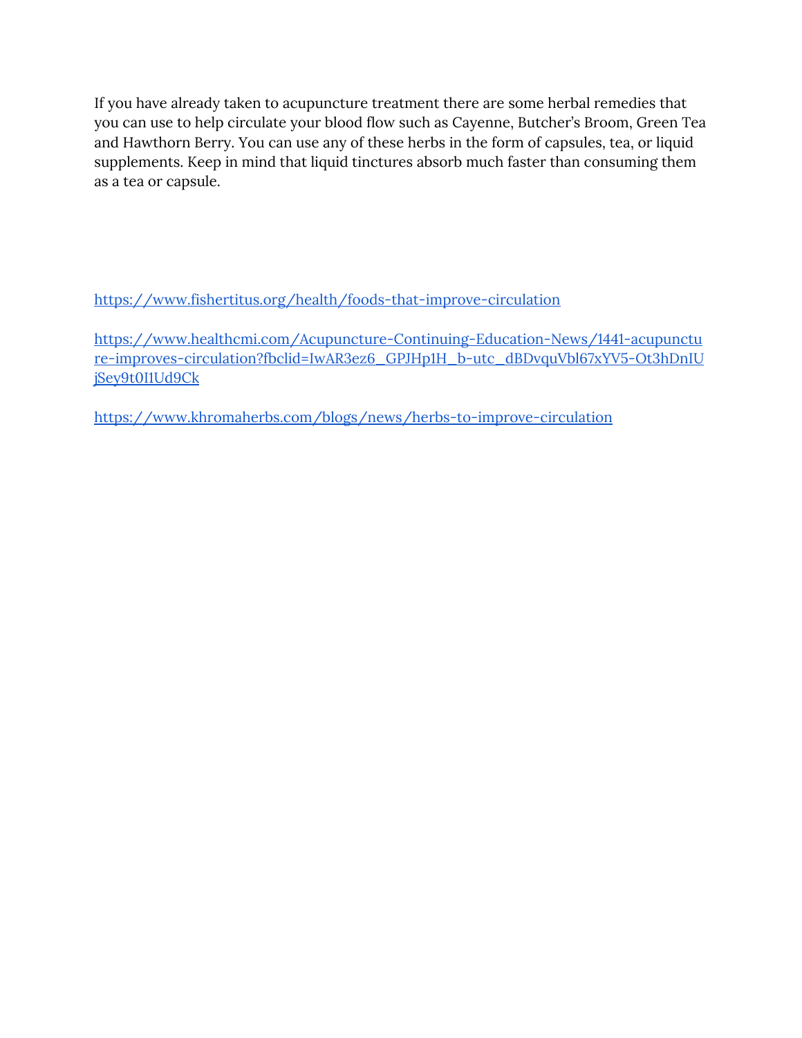If you have already taken to acupuncture treatment there are some herbal remedies that you can use to help circulate your blood flow such as Cayenne, Butcher's Broom, Green Tea and Hawthorn Berry. You can use any of these herbs in the form of capsules, tea, or liquid supplements. Keep in mind that liquid tinctures absorb much faster than consuming them as a tea or capsule.

https://www.fishertitus.org/health/foods-that-improve-circulation

https://www.healthcmi.com/Acupuncture-Continuing-Education-News/1441-acupuncture-improves-circulation?fbclid=IwAR3ez6_GPJHp1H_b-utc_dBDvquVbl67xYV5-Ot3hDnIUjSey9t0I1Ud9Ck

https://www.khromaherbs.com/blogs/news/herbs-to-improve-circulation